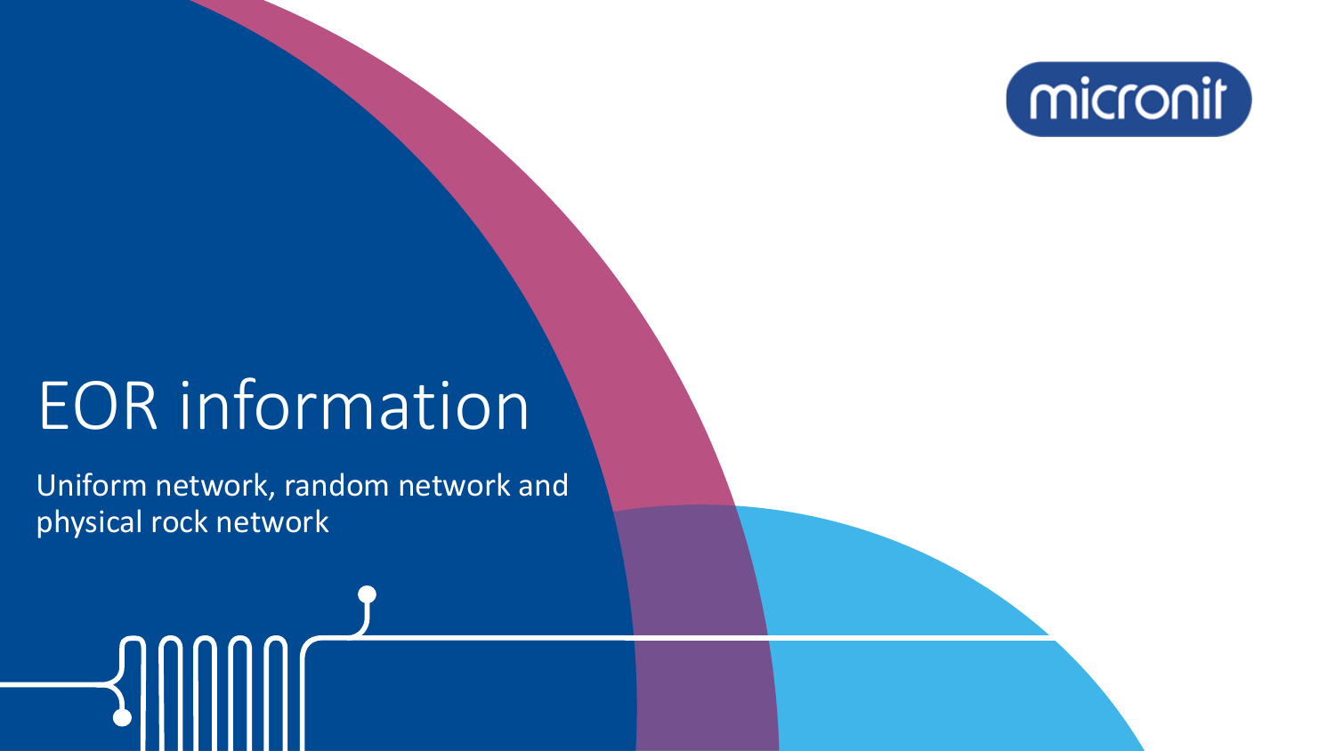micronit

# EOR information

Uniform network, random network and physical rock network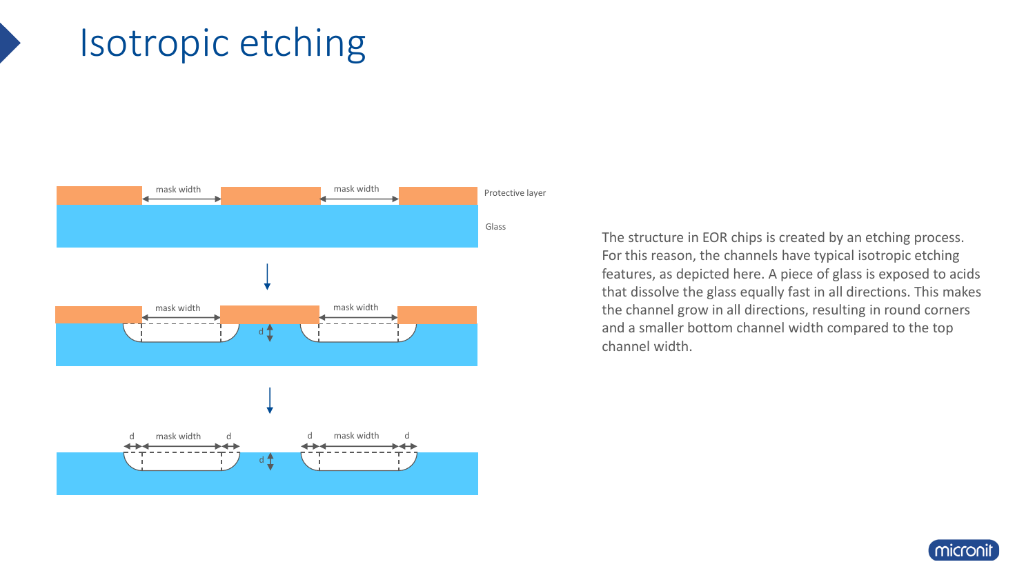# Isotropic etching

mask width mask width Protective layer

Glass

mask width mask width

d

d mask width d d mask width d

d

The structure in EOR chips is created by an etching process. For this reason, the channels have typical isotropic etching features, as depicted here. A piece of glass is exposed to acids that dissolve the glass equally fast in all directions. This makes the channel grow in all directions, resulting in round corners and a smaller bottom channel width compared to the top channel width.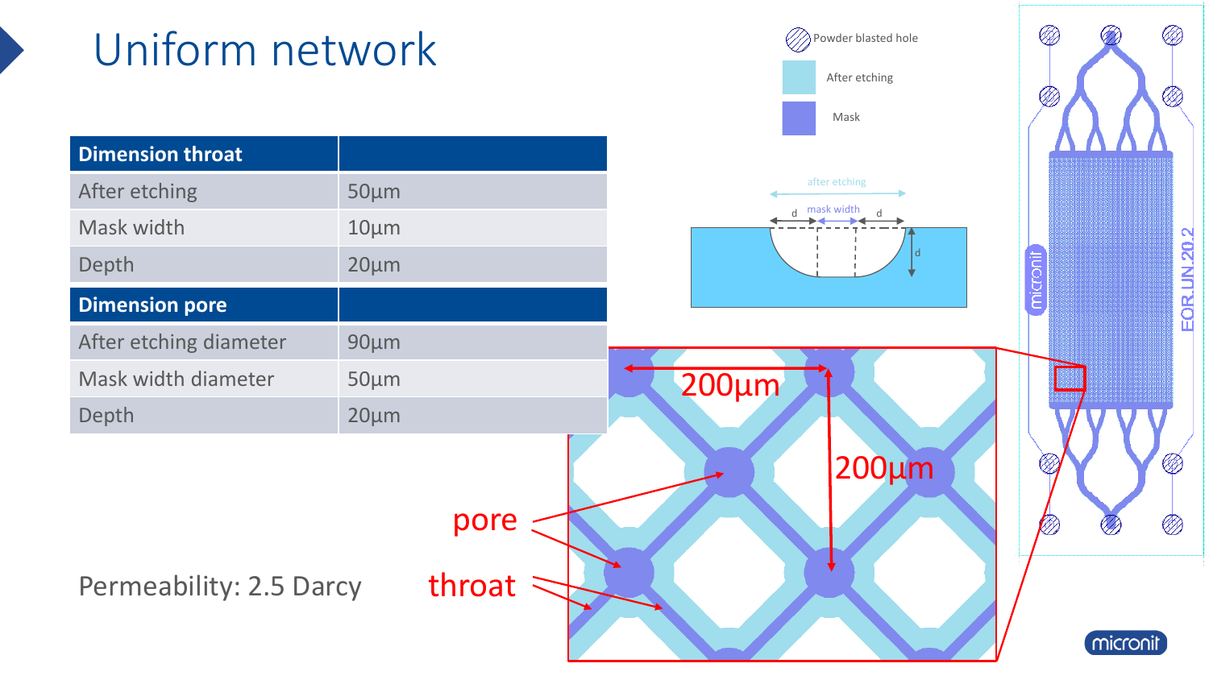# Uniform network

| Dimension throat | |
|---|---|
| After etching | 50µm |
| Mask width | 10µm |
| Depth | 20µm |
| **Dimension pore** | |
| After etching diameter | 90µm |
| Mask width diameter | 50µm |
| Depth | 20µm |

Permeability: 2.5 Darcy

Powder blasted hole

After etching

Mask

after etching

mask width

d

d

d

200µm

200µm

pore

throat

micronit

EOR UN 20.2

micronit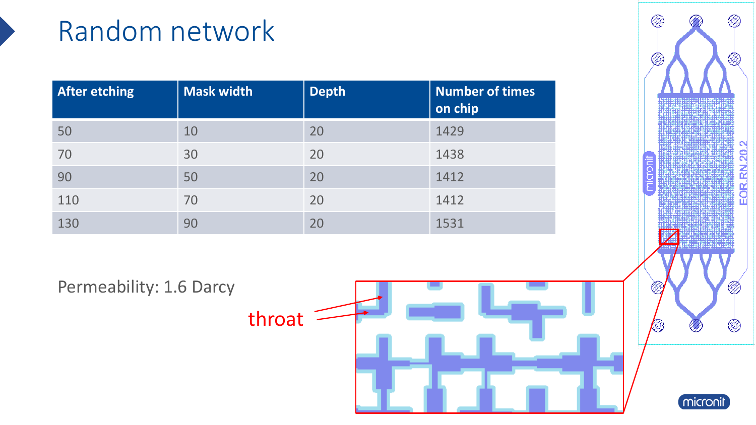# Random network

| After etching | Mask width | Depth | Number of times on chip |
|---|---|---|---|
| 50 | 10 | 20 | 1429 |
| 70 | 30 | 20 | 1438 |
| 90 | 50 | 20 | 1412 |
| 110 | 70 | 20 | 1412 |
| 130 | 90 | 20 | 1531 |

Permeability: 1.6 Darcy

throat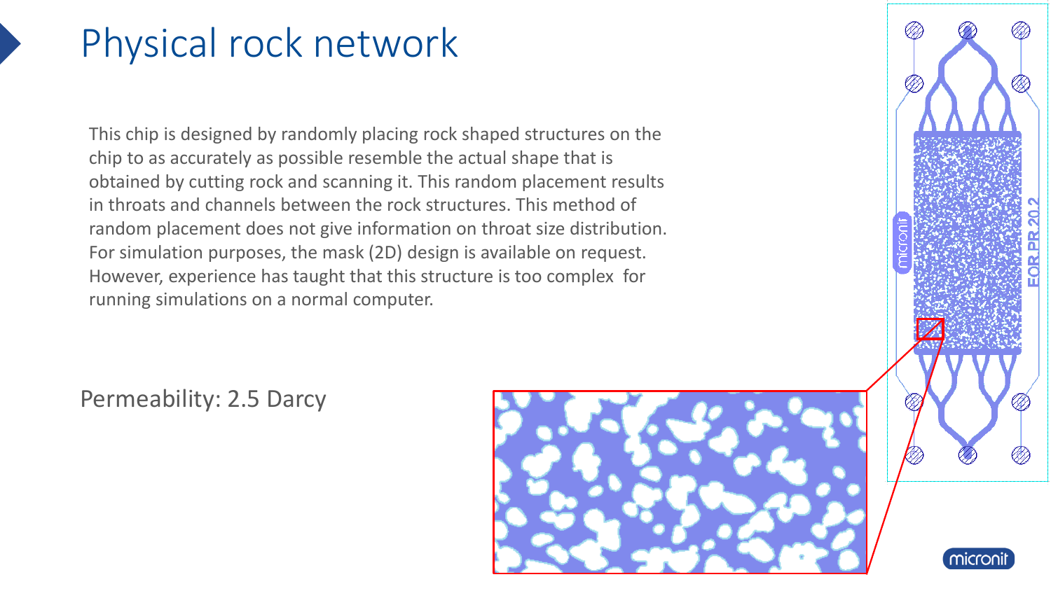# Physical rock network

This chip is designed by randomly placing rock shaped structures on the chip to as accurately as possible resemble the actual shape that is obtained by cutting rock and scanning it. This random placement results in throats and channels between the rock structures. This method of random placement does not give information on throat size distribution. For simulation purposes, the mask (2D) design is available on request. However, experience has taught that this structure is too complex for running simulations on a normal computer.

Permeability: 2.5 Darcy